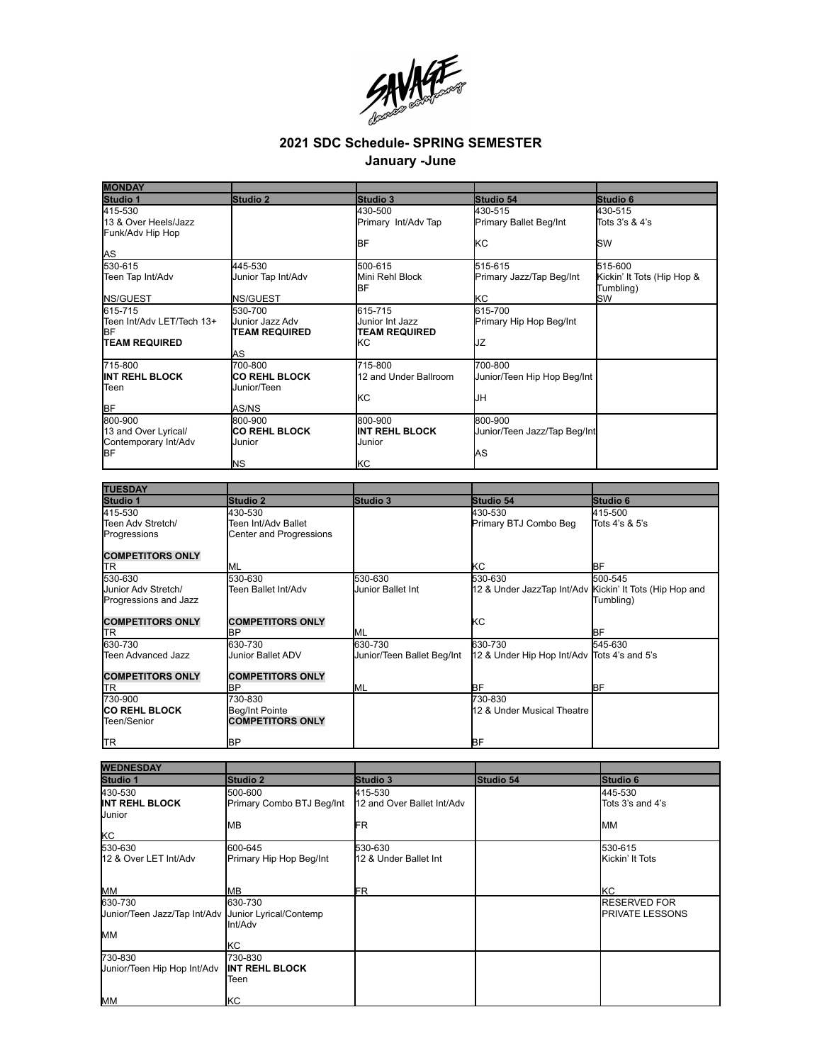## 2021 SDC Schedule- SPRING SEMESTER

### January -June

| MONDAY | | | | |
|---|---|---|---|---|
| **Studio 1** | **Studio 2** | **Studio 3** | **Studio 54** | **Studio 6** |
| 415-530<br>13 & Over Heels/Jazz Funk/Adv Hip Hop<br>AS | | 430-500<br>Primary Int/Adv Tap<br>BF | 430-515<br>Primary Ballet Beg/Int<br>KC | 430-515<br>Tots 3's & 4's<br>SW |
| 530-615<br>Teen Tap Int/Adv<br>NS/GUEST | 445-530<br>Junior Tap Int/Adv<br>NS/GUEST | 500-615<br>Mini Rehl Block<br>BF | 515-615<br>Primary Jazz/Tap Beg/Int<br>KC | 515-600<br>Kickin' It Tots (Hip Hop & Tumbling)<br>SW |
| 615-715<br>Teen Int/Adv LET/Tech 13+<br>BF<br>**TEAM REQUIRED** | 530-700<br>Junior Jazz Adv<br>**TEAM REQUIRED**<br>AS | 615-715<br>Junior Int Jazz<br>**TEAM REQUIRED**<br>KC | 615-700<br>Primary Hip Hop Beg/Int<br>JZ | |
| 715-800<br>**INT REHL BLOCK**<br>Teen<br>BF | 700-800<br>**CO REHL BLOCK**<br>Junior/Teen<br>AS/NS | 715-800<br>12 and Under Ballroom<br>KC | 700-800<br>Junior/Teen Hip Hop Beg/Int<br>JH | |
| 800-900<br>13 and Over Lyrical/ Contemporary Int/Adv<br>BF | 800-900<br>**CO REHL BLOCK**<br>Junior<br>NS | 800-900<br>**INT REHL BLOCK**<br>Junior<br>KC | 800-900<br>Junior/Teen Jazz/Tap Beg/Int<br>AS | |

| TUESDAY | | | | |
|---|---|---|---|---|
| **Studio 1** | **Studio 2** | **Studio 3** | **Studio 54** | **Studio 6** |
| 415-530<br>Teen Adv Stretch/ Progressions<br>**COMPETITORS ONLY**<br>TR | 430-530<br>Teen Int/Adv Ballet Center and Progressions<br>ML | | 430-530<br>Primary BTJ Combo Beg<br>KC | 415-500<br>Tots 4's & 5's<br>BF |
| 530-630<br>Junior Adv Stretch/ Progressions and Jazz<br>**COMPETITORS ONLY**<br>TR | 530-630<br>Teen Ballet Int/Adv<br>**COMPETITORS ONLY**<br>BP | 530-630<br>Junior Ballet Int<br>ML | 530-630<br>12 & Under JazzTap Int/Adv<br>KC | 500-545<br>Kickin' It Tots (Hip Hop and Tumbling)<br>BF |
| 630-730<br>Teen Advanced Jazz<br>**COMPETITORS ONLY**<br>TR | 630-730<br>Junior Ballet ADV<br>**COMPETITORS ONLY**<br>BP | 630-730<br>Junior/Teen Ballet Beg/Int<br>ML | 630-730<br>12 & Under Hip Hop Int/Adv<br>BF | 545-630<br>Tots 4's and 5's<br>BF |
| 730-900<br>**CO REHL BLOCK**<br>Teen/Senior<br>TR | 730-830<br>Beg/Int Pointe<br>**COMPETITORS ONLY**<br>BP | | 730-830<br>12 & Under Musical Theatre<br>BF | |

| WEDNESDAY | | | | |
|---|---|---|---|---|
| **Studio 1** | **Studio 2** | **Studio 3** | **Studio 54** | **Studio 6** |
| 430-530<br>**INT REHL BLOCK**<br>Junior<br>KC | 500-600<br>Primary Combo BTJ Beg/Int<br>MB | 415-530<br>12 and Over Ballet Int/Adv<br>FR | | 445-530<br>Tots 3's and 4's<br>MM |
| 530-630<br>12 & Over LET Int/Adv<br>MM | 600-645<br>Primary Hip Hop Beg/Int<br>MB | 530-630<br>12 & Under Ballet Int<br>FR | | 530-615<br>Kickin' It Tots<br>KC |
| 630-730<br>Junior/Teen Jazz/Tap Int/Adv<br>MM | 630-730<br>Junior Lyrical/Contemp Int/Adv<br>KC | | | RESERVED FOR PRIVATE LESSONS |
| 730-830<br>Junior/Teen Hip Hop Int/Adv<br>MM | 730-830<br>**INT REHL BLOCK**<br>Teen<br>KC | | | |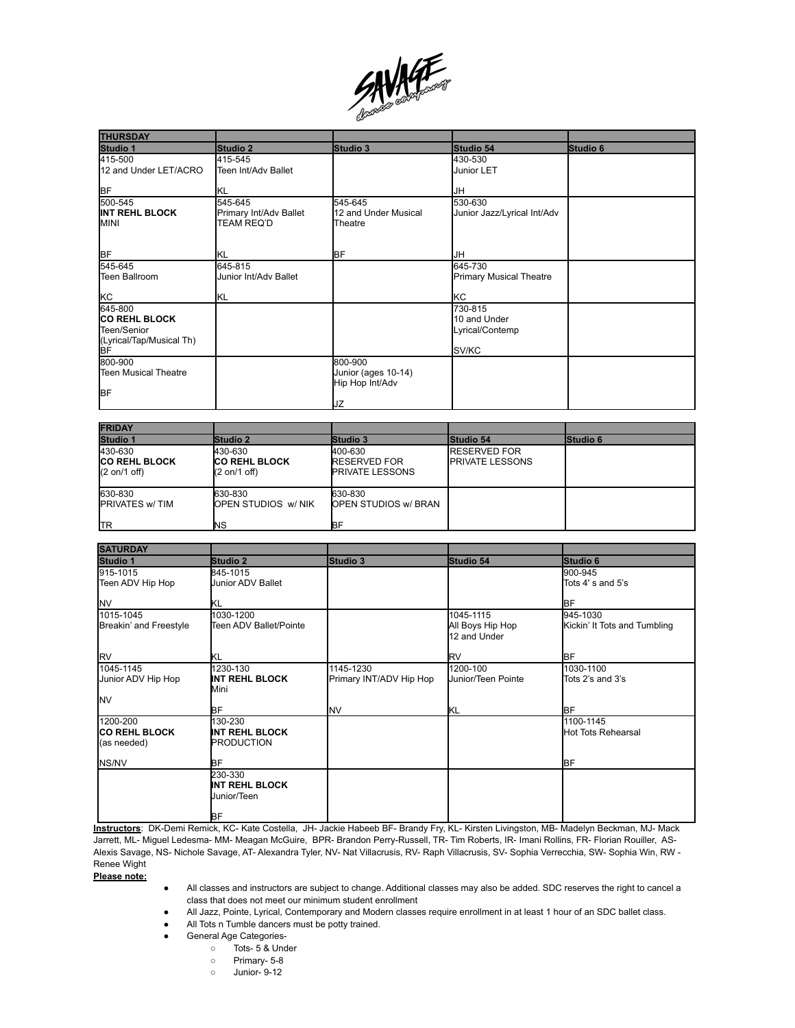| THURSDAY | | | | |
|---|---|---|---|---|
| **Studio 1** | **Studio 2** | **Studio 3** | **Studio 54** | **Studio 6** |
| 415-500<br>12 and Under LET/ACRO<br><br>BF | 415-545<br>Teen Int/Adv Ballet<br><br>KL | | 430-530<br>Junior LET<br><br>JH | |
| 500-545<br>**INT REHL BLOCK**<br>MINI<br><br>BF | 545-645<br>Primary Int/Adv Ballet<br>TEAM REQ'D<br><br>KL | 545-645<br>12 and Under Musical Theatre<br><br>BF | 530-630<br>Junior Jazz/Lyrical Int/Adv<br><br>JH | |
| 545-645<br>Teen Ballroom<br><br>KC | 645-815<br>Junior Int/Adv Ballet<br><br>KL | | 645-730<br>Primary Musical Theatre<br><br>KC | |
| 645-800<br>**CO REHL BLOCK**<br>Teen/Senior<br>(Lyrical/Tap/Musical Th)<br>BF | | | 730-815<br>10 and Under<br>Lyrical/Contemp<br><br>SV/KC | |
| 800-900<br>Teen Musical Theatre<br><br>BF | | 800-900<br>Junior (ages 10-14)<br>Hip Hop Int/Adv<br><br>JZ | | |

| FRIDAY | | | | |
|---|---|---|---|---|
| **Studio 1** | **Studio 2** | **Studio 3** | **Studio 54** | **Studio 6** |
| 430-630<br>**CO REHL BLOCK**<br>(2 on/1 off) | 430-630<br>**CO REHL BLOCK**<br>(2 on/1 off) | 400-630<br>RESERVED FOR PRIVATE LESSONS | RESERVED FOR PRIVATE LESSONS | |
| 630-830<br>PRIVATES w/ TIM<br><br>TR | 630-830<br>OPEN STUDIOS w/ NIK<br><br>NS | 630-830<br>OPEN STUDIOS w/ BRAN<br><br>BF | | |

| SATURDAY | | | | |
|---|---|---|---|---|
| **Studio 1** | **Studio 2** | **Studio 3** | **Studio 54** | **Studio 6** |
| 915-1015<br>Teen ADV Hip Hop<br><br>NV | 845-1015<br>Junior ADV Ballet<br><br>KL | | | 900-945<br>Tots 4' s and 5's<br><br>BF |
| 1015-1045<br>Breakin' and Freestyle<br><br>RV | 1030-1200<br>Teen ADV Ballet/Pointe<br><br>KL | | 1045-1115<br>All Boys Hip Hop<br>12 and Under<br>RV | 945-1030<br>Kickin' It Tots and Tumbling<br><br>BF |
| 1045-1145<br>Junior ADV Hip Hop<br><br>NV | 1230-130<br>**INT REHL BLOCK**<br>Mini<br><br>BF | 1145-1230<br>Primary INT/ADV Hip Hop<br><br>NV | 1200-100<br>Junior/Teen Pointe<br><br>KL | 1030-1100<br>Tots 2's and 3's<br><br>BF |
| 1200-200<br>**CO REHL BLOCK**<br>(as needed)<br><br>NS/NV | 130-230<br>**INT REHL BLOCK**<br>PRODUCTION<br><br>BF | | | 1100-1145<br>Hot Tots Rehearsal<br><br>BF |
| | 230-330<br>**INT REHL BLOCK**<br>Junior/Teen<br><br>BF | | | |

**Instructors**: DK-Demi Remick, KC- Kate Costella, JH- Jackie Habeeb BF- Brandy Fry, KL- Kirsten Livingston, MB- Madelyn Beckman, MJ- Mack Jarrett, ML- Miguel Ledesma- MM- Meagan McGuire, BPR- Brandon Perry-Russell, TR- Tim Roberts, IR- Imani Rollins, FR- Florian Rouiller, AS- Alexis Savage, NS- Nichole Savage, AT- Alexandra Tyler, NV- Nat Villacrusis, RV- Raph Villacrusis, SV- Sophia Verrecchia, SW- Sophia Win, RW - Renee Wight

**Please note:**

- All classes and instructors are subject to change. Additional classes may also be added. SDC reserves the right to cancel a class that does not meet our minimum student enrollment
- All Jazz, Pointe, Lyrical, Contemporary and Modern classes require enrollment in at least 1 hour of an SDC ballet class.
- All Tots n Tumble dancers must be potty trained.
- General Age Categories-
  - Tots- 5 & Under
  - Primary- 5-8
  - Junior- 9-12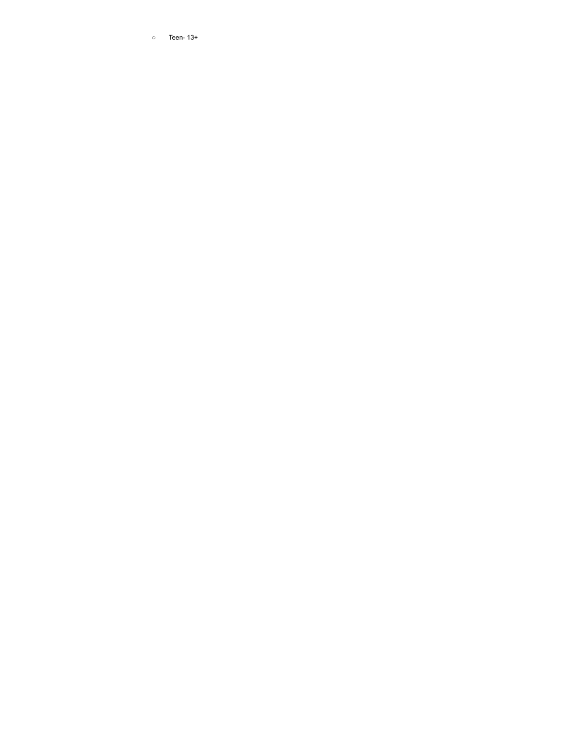- Teen- 13+